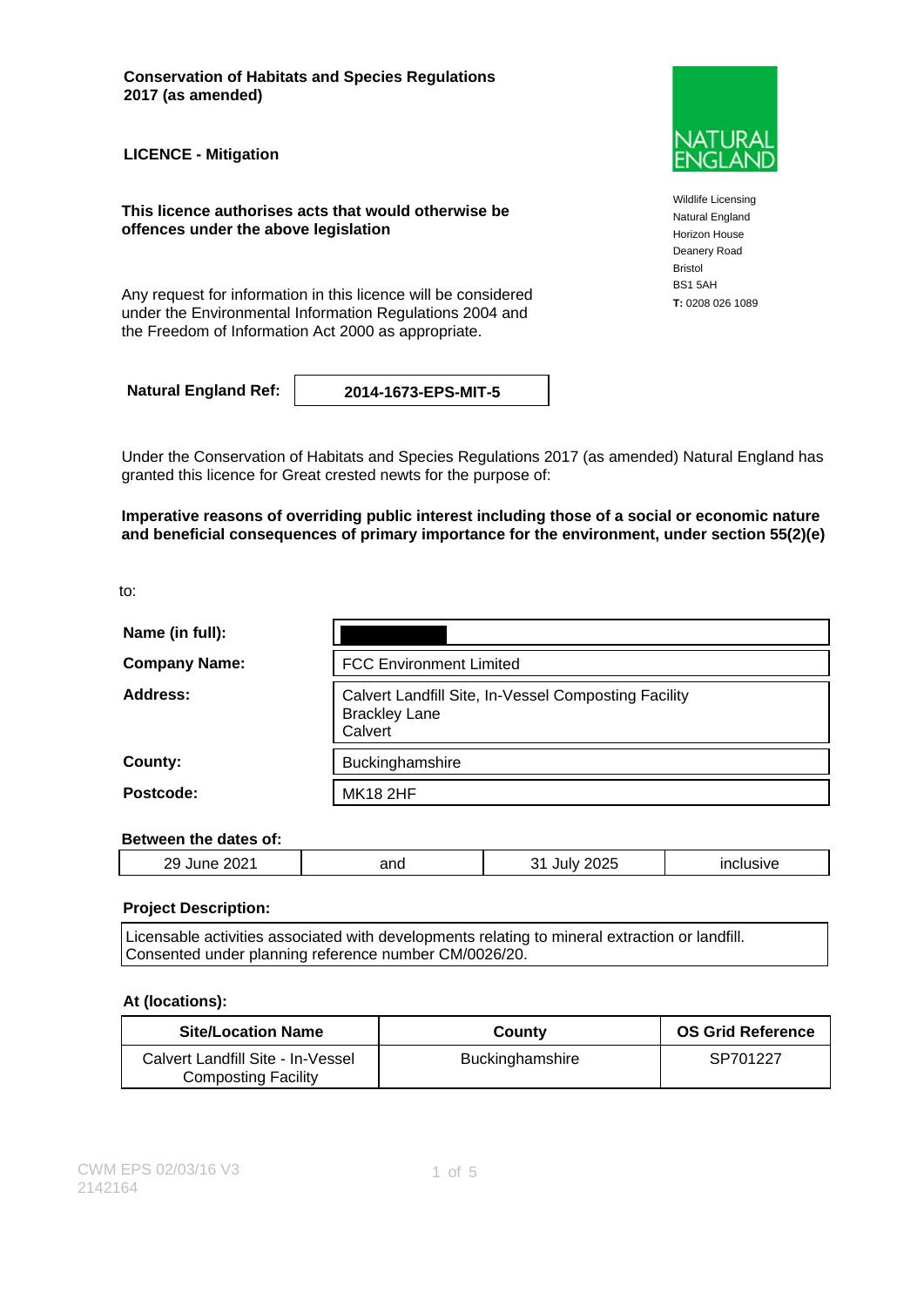**Conservation of Habitats and Species Regulations 2017 (as amended)**

**LICENCE - Mitigation**

**This licence authorises acts that would otherwise be offences under the above legislation**

Any request for information in this licence will be considered under the Environmental Information Regulations 2004 and the Freedom of Information Act 2000 as appropriate.

NATURAL ENGLAND

Wildlife Licensing
Natural England
Horizon House
Deanery Road
Bristol
BS1 5AH
**T:** 0208 026 1089

| **Natural England Ref:** | **2014-1673-EPS-MIT-5** |
|---|---|

Under the Conservation of Habitats and Species Regulations 2017 (as amended) Natural England has granted this licence for Great crested newts for the purpose of:

**Imperative reasons of overriding public interest including those of a social or economic nature and beneficial consequences of primary importance for the environment, under section 55(2)(e)**

to:

| | |
|---|---|
| **Name (in full):** | |
| **Company Name:** | FCC Environment Limited |
| **Address:** | Calvert Landfill Site, In-Vessel Composting Facility<br>Brackley Lane<br>Calvert |
| **County:** | Buckinghamshire |
| **Postcode:** | MK18 2HF |

**Between the dates of:**

| 29 June 2021 | and | 31 July 2025 | inclusive |
|---|---|---|---|

**Project Description:**

Licensable activities associated with developments relating to mineral extraction or landfill. Consented under planning reference number CM/0026/20.

**At (locations):**

| Site/Location Name | County | OS Grid Reference |
|---|---|---|
| Calvert Landfill Site - In-Vessel Composting Facility | Buckinghamshire | SP701227 |

CWM EPS 02/03/16 V3
2142164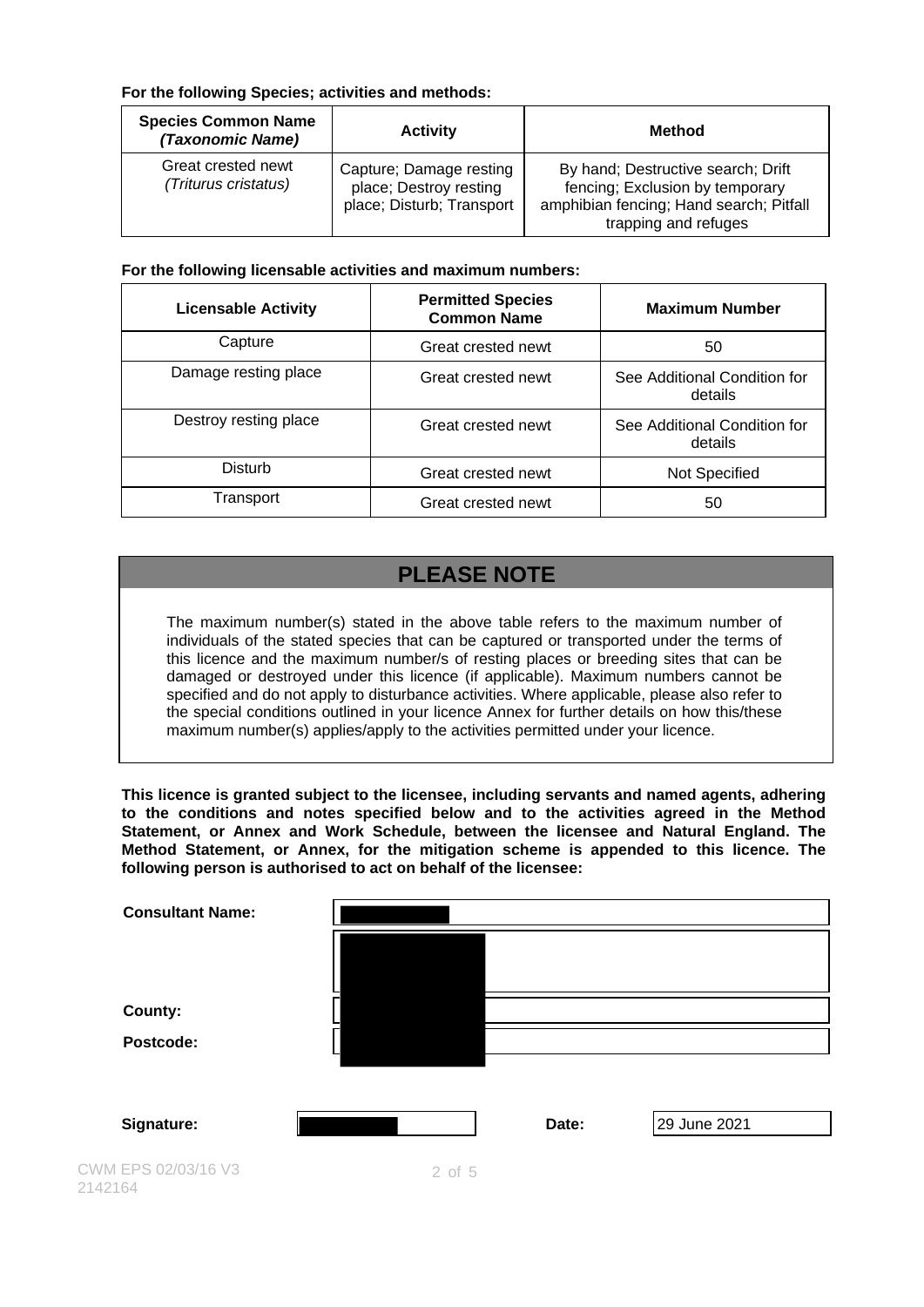**For the following Species; activities and methods:**

| **Species Common Name *(Taxonomic Name)*** | **Activity** | **Method** |
|---|---|---|
| Great crested newt *(Triturus cristatus)* | Capture; Damage resting place; Destroy resting place; Disturb; Transport | By hand; Destructive search; Drift fencing; Exclusion by temporary amphibian fencing; Hand search; Pitfall trapping and refuges |

**For the following licensable activities and maximum numbers:**

| **Licensable Activity** | **Permitted Species Common Name** | **Maximum Number** |
|---|---|---|
| Capture | Great crested newt | 50 |
| Damage resting place | Great crested newt | See Additional Condition for details |
| Destroy resting place | Great crested newt | See Additional Condition for details |
| Disturb | Great crested newt | Not Specified |
| Transport | Great crested newt | 50 |

## PLEASE NOTE

The maximum number(s) stated in the above table refers to the maximum number of individuals of the stated species that can be captured or transported under the terms of this licence and the maximum number/s of resting places or breeding sites that can be damaged or destroyed under this licence (if applicable). Maximum numbers cannot be specified and do not apply to disturbance activities. Where applicable, please also refer to the special conditions outlined in your licence Annex for further details on how this/these maximum number(s) applies/apply to the activities permitted under your licence.

**This licence is granted subject to the licensee, including servants and named agents, adhering to the conditions and notes specified below and to the activities agreed in the Method Statement, or Annex and Work Schedule, between the licensee and Natural England. The Method Statement, or Annex, for the mitigation scheme is appended to this licence. The following person is authorised to act on behalf of the licensee:**

**Consultant Name:**

**County:**

**Postcode:**

**Signature:** **Date:** 29 June 2021

CWM EPS 02/03/16 V3
2142164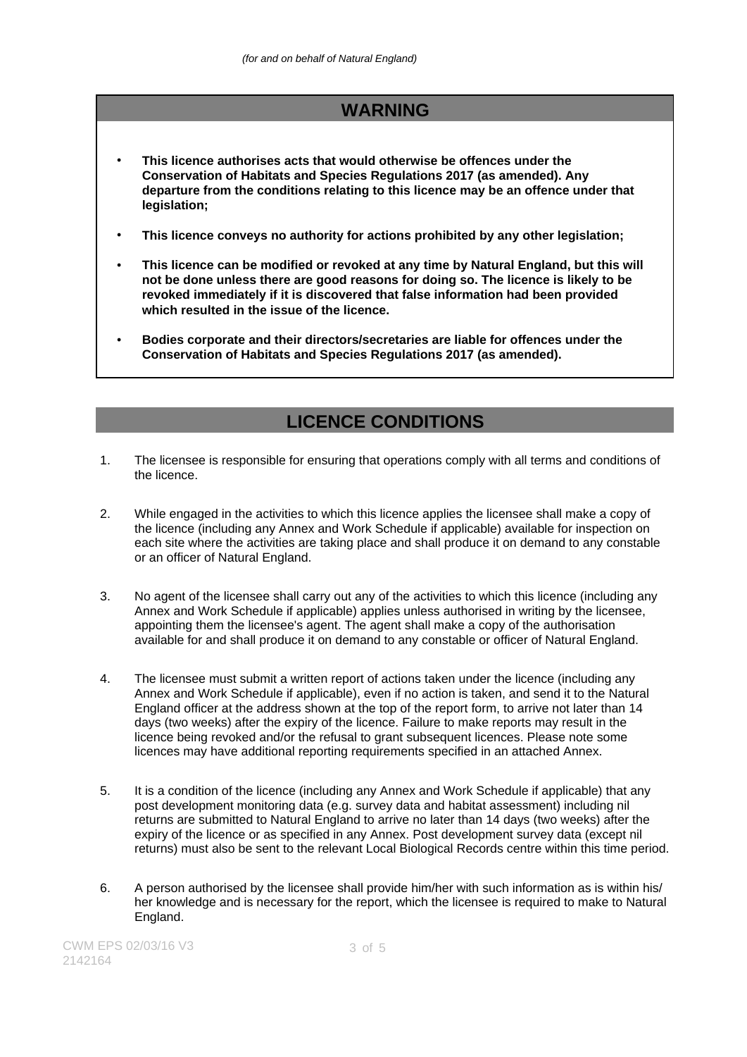*(for and on behalf of Natural England)*

## WARNING

- **This licence authorises acts that would otherwise be offences under the Conservation of Habitats and Species Regulations 2017 (as amended). Any departure from the conditions relating to this licence may be an offence under that legislation;**
- **This licence conveys no authority for actions prohibited by any other legislation;**
- **This licence can be modified or revoked at any time by Natural England, but this will not be done unless there are good reasons for doing so. The licence is likely to be revoked immediately if it is discovered that false information had been provided which resulted in the issue of the licence.**
- **Bodies corporate and their directors/secretaries are liable for offences under the Conservation of Habitats and Species Regulations 2017 (as amended).**

## LICENCE CONDITIONS

1. The licensee is responsible for ensuring that operations comply with all terms and conditions of the licence.

2. While engaged in the activities to which this licence applies the licensee shall make a copy of the licence (including any Annex and Work Schedule if applicable) available for inspection on each site where the activities are taking place and shall produce it on demand to any constable or an officer of Natural England.

3. No agent of the licensee shall carry out any of the activities to which this licence (including any Annex and Work Schedule if applicable) applies unless authorised in writing by the licensee, appointing them the licensee's agent. The agent shall make a copy of the authorisation available for and shall produce it on demand to any constable or officer of Natural England.

4. The licensee must submit a written report of actions taken under the licence (including any Annex and Work Schedule if applicable), even if no action is taken, and send it to the Natural England officer at the address shown at the top of the report form, to arrive not later than 14 days (two weeks) after the expiry of the licence. Failure to make reports may result in the licence being revoked and/or the refusal to grant subsequent licences. Please note some licences may have additional reporting requirements specified in an attached Annex.

5. It is a condition of the licence (including any Annex and Work Schedule if applicable) that any post development monitoring data (e.g. survey data and habitat assessment) including nil returns are submitted to Natural England to arrive no later than 14 days (two weeks) after the expiry of the licence or as specified in any Annex. Post development survey data (except nil returns) must also be sent to the relevant Local Biological Records centre within this time period.

6. A person authorised by the licensee shall provide him/her with such information as is within his/her knowledge and is necessary for the report, which the licensee is required to make to Natural England.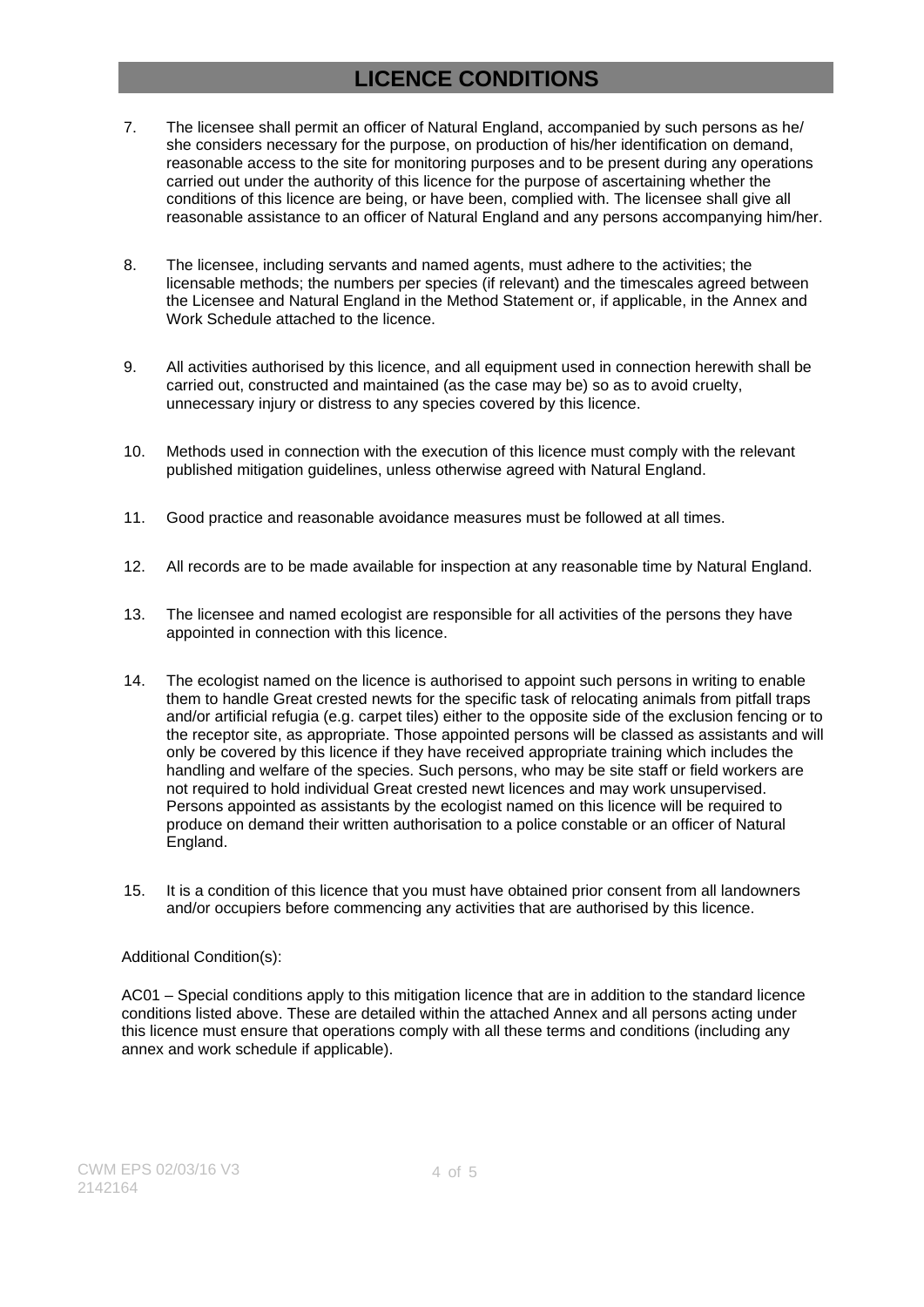# LICENCE CONDITIONS

7. The licensee shall permit an officer of Natural England, accompanied by such persons as he/ she considers necessary for the purpose, on production of his/her identification on demand, reasonable access to the site for monitoring purposes and to be present during any operations carried out under the authority of this licence for the purpose of ascertaining whether the conditions of this licence are being, or have been, complied with. The licensee shall give all reasonable assistance to an officer of Natural England and any persons accompanying him/her.

8. The licensee, including servants and named agents, must adhere to the activities; the licensable methods; the numbers per species (if relevant) and the timescales agreed between the Licensee and Natural England in the Method Statement or, if applicable, in the Annex and Work Schedule attached to the licence.

9. All activities authorised by this licence, and all equipment used in connection herewith shall be carried out, constructed and maintained (as the case may be) so as to avoid cruelty, unnecessary injury or distress to any species covered by this licence.

10. Methods used in connection with the execution of this licence must comply with the relevant published mitigation guidelines, unless otherwise agreed with Natural England.

11. Good practice and reasonable avoidance measures must be followed at all times.

12. All records are to be made available for inspection at any reasonable time by Natural England.

13. The licensee and named ecologist are responsible for all activities of the persons they have appointed in connection with this licence.

14. The ecologist named on the licence is authorised to appoint such persons in writing to enable them to handle Great crested newts for the specific task of relocating animals from pitfall traps and/or artificial refugia (e.g. carpet tiles) either to the opposite side of the exclusion fencing or to the receptor site, as appropriate. Those appointed persons will be classed as assistants and will only be covered by this licence if they have received appropriate training which includes the handling and welfare of the species. Such persons, who may be site staff or field workers are not required to hold individual Great crested newt licences and may work unsupervised. Persons appointed as assistants by the ecologist named on this licence will be required to produce on demand their written authorisation to a police constable or an officer of Natural England.

15. It is a condition of this licence that you must have obtained prior consent from all landowners and/or occupiers before commencing any activities that are authorised by this licence.

Additional Condition(s):

AC01 – Special conditions apply to this mitigation licence that are in addition to the standard licence conditions listed above. These are detailed within the attached Annex and all persons acting under this licence must ensure that operations comply with all these terms and conditions (including any annex and work schedule if applicable).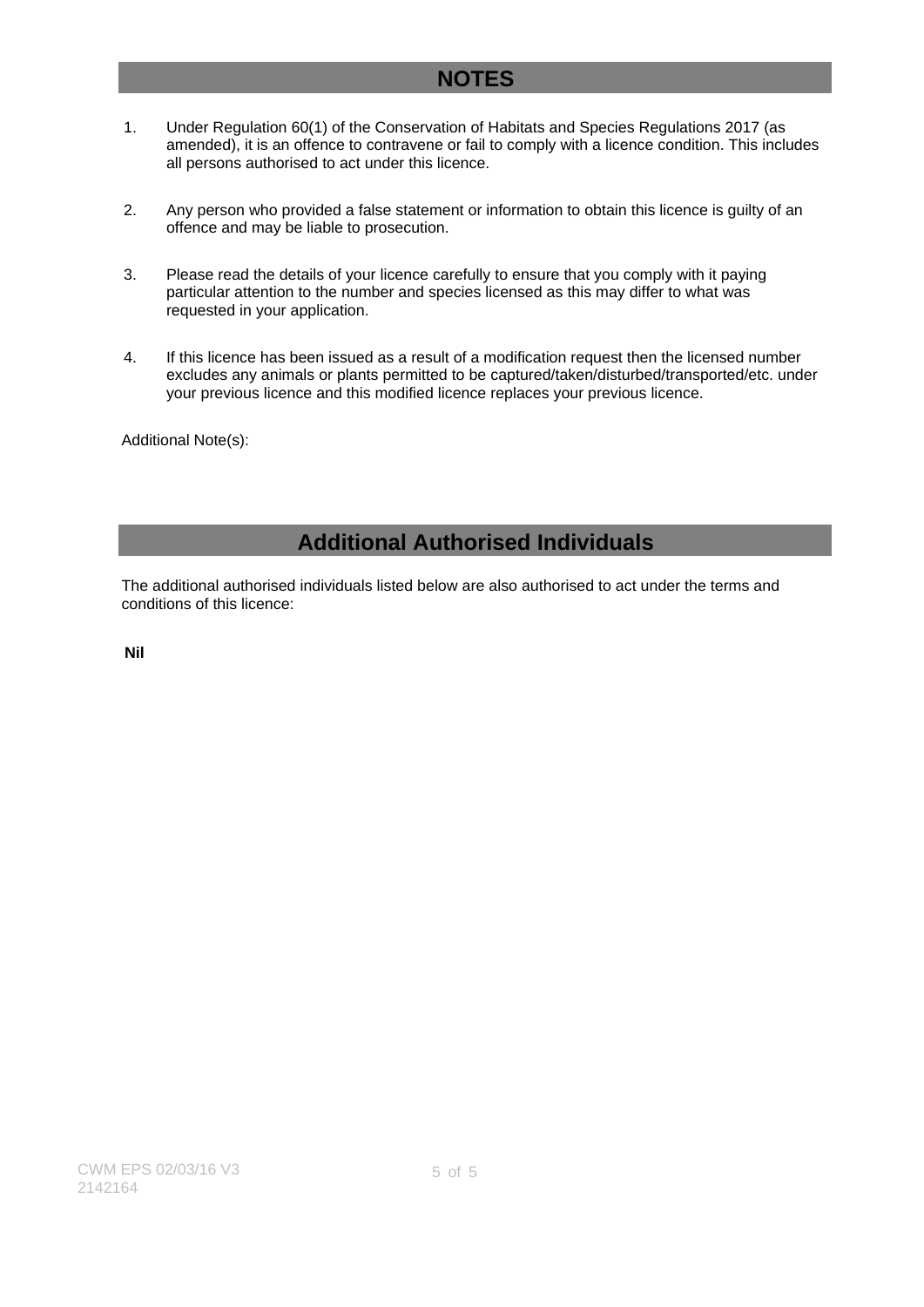## NOTES

1. Under Regulation 60(1) of the Conservation of Habitats and Species Regulations 2017 (as amended), it is an offence to contravene or fail to comply with a licence condition. This includes all persons authorised to act under this licence.

2. Any person who provided a false statement or information to obtain this licence is guilty of an offence and may be liable to prosecution.

3. Please read the details of your licence carefully to ensure that you comply with it paying particular attention to the number and species licensed as this may differ to what was requested in your application.

4. If this licence has been issued as a result of a modification request then the licensed number excludes any animals or plants permitted to be captured/taken/disturbed/transported/etc. under your previous licence and this modified licence replaces your previous licence.

Additional Note(s):

## Additional Authorised Individuals

The additional authorised individuals listed below are also authorised to act under the terms and conditions of this licence:

**Nil**

CWM EPS 02/03/16 V3
2142164